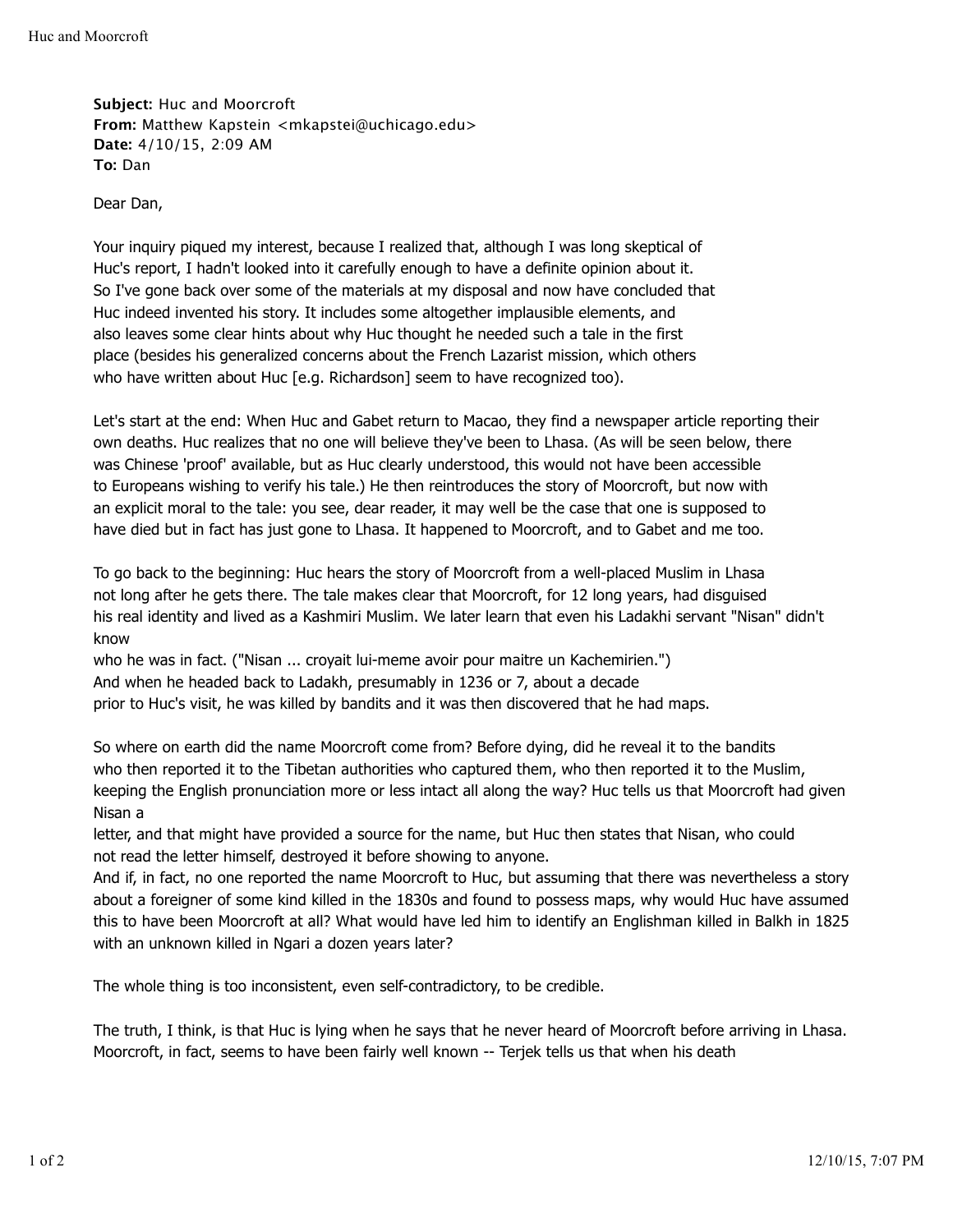**Subject:** Huc and Moorcroft
**From:** Matthew Kapstein <mkapstei@uchicago.edu>
**Date:** 4/10/15, 2:09 AM
**To:** Dan

Dear Dan,

Your inquiry piqued my interest, because I realized that, although I was long skeptical of Huc's report, I hadn't looked into it carefully enough to have a definite opinion about it. So I've gone back over some of the materials at my disposal and now have concluded that Huc indeed invented his story. It includes some altogether implausible elements, and also leaves some clear hints about why Huc thought he needed such a tale in the first place (besides his generalized concerns about the French Lazarist mission, which others who have written about Huc [e.g. Richardson] seem to have recognized too).

Let's start at the end: When Huc and Gabet return to Macao, they find a newspaper article reporting their own deaths. Huc realizes that no one will believe they've been to Lhasa. (As will be seen below, there was Chinese 'proof' available, but as Huc clearly understood, this would not have been accessible to Europeans wishing to verify his tale.) He then reintroduces the story of Moorcroft, but now with an explicit moral to the tale: you see, dear reader, it may well be the case that one is supposed to have died but in fact has just gone to Lhasa. It happened to Moorcroft, and to Gabet and me too.

To go back to the beginning: Huc hears the story of Moorcroft from a well-placed Muslim in Lhasa not long after he gets there. The tale makes clear that Moorcroft, for 12 long years, had disguised his real identity and lived as a Kashmiri Muslim. We later learn that even his Ladakhi servant "Nisan" didn't know who he was in fact. ("Nisan ... croyait lui-meme avoir pour maitre un Kachemirien.") And when he headed back to Ladakh, presumably in 1236 or 7, about a decade prior to Huc's visit, he was killed by bandits and it was then discovered that he had maps.

So where on earth did the name Moorcroft come from? Before dying, did he reveal it to the bandits who then reported it to the Tibetan authorities who captured them, who then reported it to the Muslim, keeping the English pronunciation more or less intact all along the way? Huc tells us that Moorcroft had given Nisan a letter, and that might have provided a source for the name, but Huc then states that Nisan, who could not read the letter himself, destroyed it before showing to anyone.
And if, in fact, no one reported the name Moorcroft to Huc, but assuming that there was nevertheless a story about a foreigner of some kind killed in the 1830s and found to possess maps, why would Huc have assumed this to have been Moorcroft at all? What would have led him to identify an Englishman killed in Balkh in 1825 with an unknown killed in Ngari a dozen years later?

The whole thing is too inconsistent, even self-contradictory, to be credible.

The truth, I think, is that Huc is lying when he says that he never heard of Moorcroft before arriving in Lhasa. Moorcroft, in fact, seems to have been fairly well known -- Terjek tells us that when his death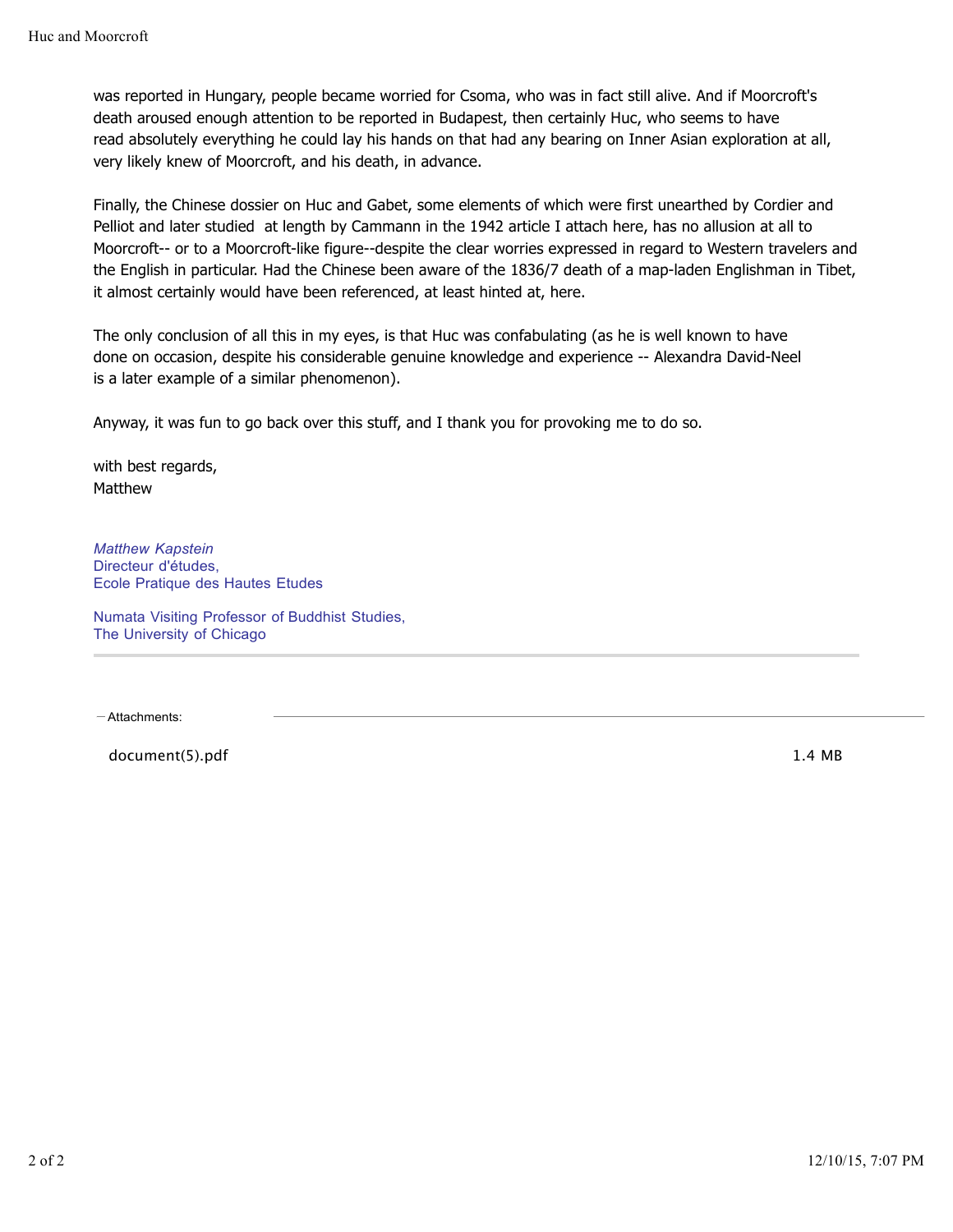was reported in Hungary, people became worried for Csoma, who was in fact still alive. And if Moorcroft's death aroused enough attention to be reported in Budapest, then certainly Huc, who seems to have read absolutely everything he could lay his hands on that had any bearing on Inner Asian exploration at all, very likely knew of Moorcroft, and his death, in advance.

Finally, the Chinese dossier on Huc and Gabet, some elements of which were first unearthed by Cordier and Pelliot and later studied at length by Cammann in the 1942 article I attach here, has no allusion at all to Moorcroft-- or to a Moorcroft-like figure--despite the clear worries expressed in regard to Western travelers and the English in particular. Had the Chinese been aware of the 1836/7 death of a map-laden Englishman in Tibet, it almost certainly would have been referenced, at least hinted at, here.

The only conclusion of all this in my eyes, is that Huc was confabulating (as he is well known to have done on occasion, despite his considerable genuine knowledge and experience -- Alexandra David-Neel is a later example of a similar phenomenon).

Anyway, it was fun to go back over this stuff, and I thank you for provoking me to do so.

with best regards,
Matthew

*Matthew Kapstein*
Directeur d'études,
Ecole Pratique des Hautes Etudes

Numata Visiting Professor of Buddhist Studies,
The University of Chicago

Attachments:

document(5).pdf 1.4 MB